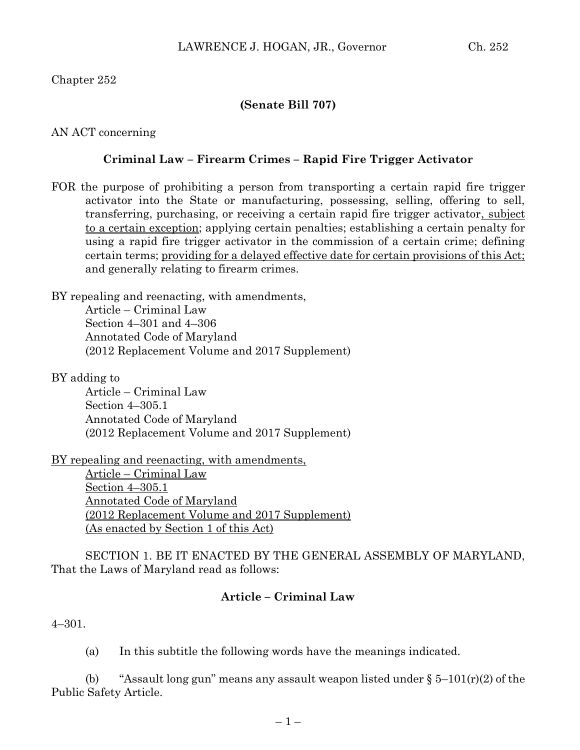Chapter 252

**(Senate Bill 707)**

AN ACT concerning

**Criminal Law – Firearm Crimes – Rapid Fire Trigger Activator**

FOR the purpose of prohibiting a person from transporting a certain rapid fire trigger activator into the State or manufacturing, possessing, selling, offering to sell, transferring, purchasing, or receiving a certain rapid fire trigger activator, subject to a certain exception; applying certain penalties; establishing a certain penalty for using a rapid fire trigger activator in the commission of a certain crime; defining certain terms; providing for a delayed effective date for certain provisions of this Act; and generally relating to firearm crimes.

BY repealing and reenacting, with amendments,
Article – Criminal Law
Section 4–301 and 4–306
Annotated Code of Maryland
(2012 Replacement Volume and 2017 Supplement)

BY adding to
Article – Criminal Law
Section 4–305.1
Annotated Code of Maryland
(2012 Replacement Volume and 2017 Supplement)

BY repealing and reenacting, with amendments,
Article – Criminal Law
Section 4–305.1
Annotated Code of Maryland
(2012 Replacement Volume and 2017 Supplement)
(As enacted by Section 1 of this Act)

SECTION 1. BE IT ENACTED BY THE GENERAL ASSEMBLY OF MARYLAND, That the Laws of Maryland read as follows:

**Article – Criminal Law**

4–301.

(a) In this subtitle the following words have the meanings indicated.

(b) "Assault long gun" means any assault weapon listed under § 5–101(r)(2) of the Public Safety Article.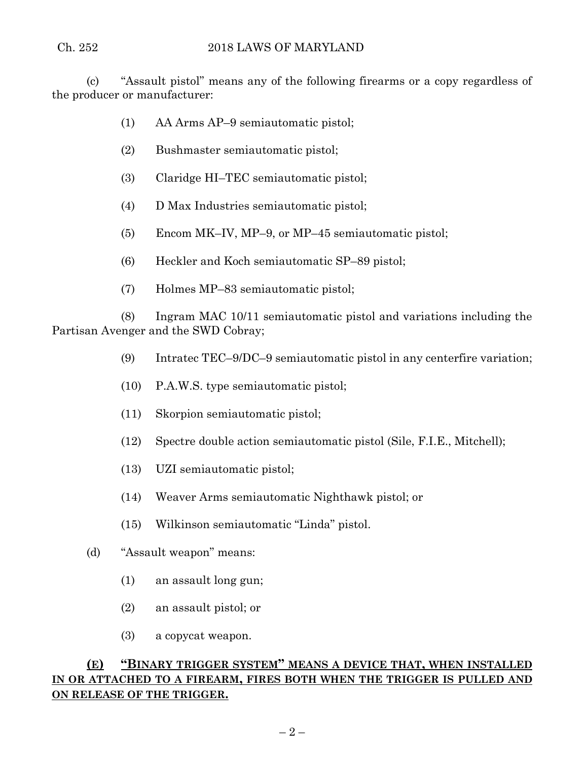(c) "Assault pistol" means any of the following firearms or a copy regardless of the producer or manufacturer:

(1) AA Arms AP–9 semiautomatic pistol;

(2) Bushmaster semiautomatic pistol;

(3) Claridge HI–TEC semiautomatic pistol;

(4) D Max Industries semiautomatic pistol;

(5) Encom MK–IV, MP–9, or MP–45 semiautomatic pistol;

(6) Heckler and Koch semiautomatic SP–89 pistol;

(7) Holmes MP–83 semiautomatic pistol;

(8) Ingram MAC 10/11 semiautomatic pistol and variations including the Partisan Avenger and the SWD Cobray;

(9) Intratec TEC–9/DC–9 semiautomatic pistol in any centerfire variation;

(10) P.A.W.S. type semiautomatic pistol;

(11) Skorpion semiautomatic pistol;

(12) Spectre double action semiautomatic pistol (Sile, F.I.E., Mitchell);

(13) UZI semiautomatic pistol;

(14) Weaver Arms semiautomatic Nighthawk pistol; or

(15) Wilkinson semiautomatic "Linda" pistol.

(d) "Assault weapon" means:

(1) an assault long gun;

(2) an assault pistol; or

(3) a copycat weapon.

**(E) "BINARY TRIGGER SYSTEM" MEANS A DEVICE THAT, WHEN INSTALLED IN OR ATTACHED TO A FIREARM, FIRES BOTH WHEN THE TRIGGER IS PULLED AND ON RELEASE OF THE TRIGGER.**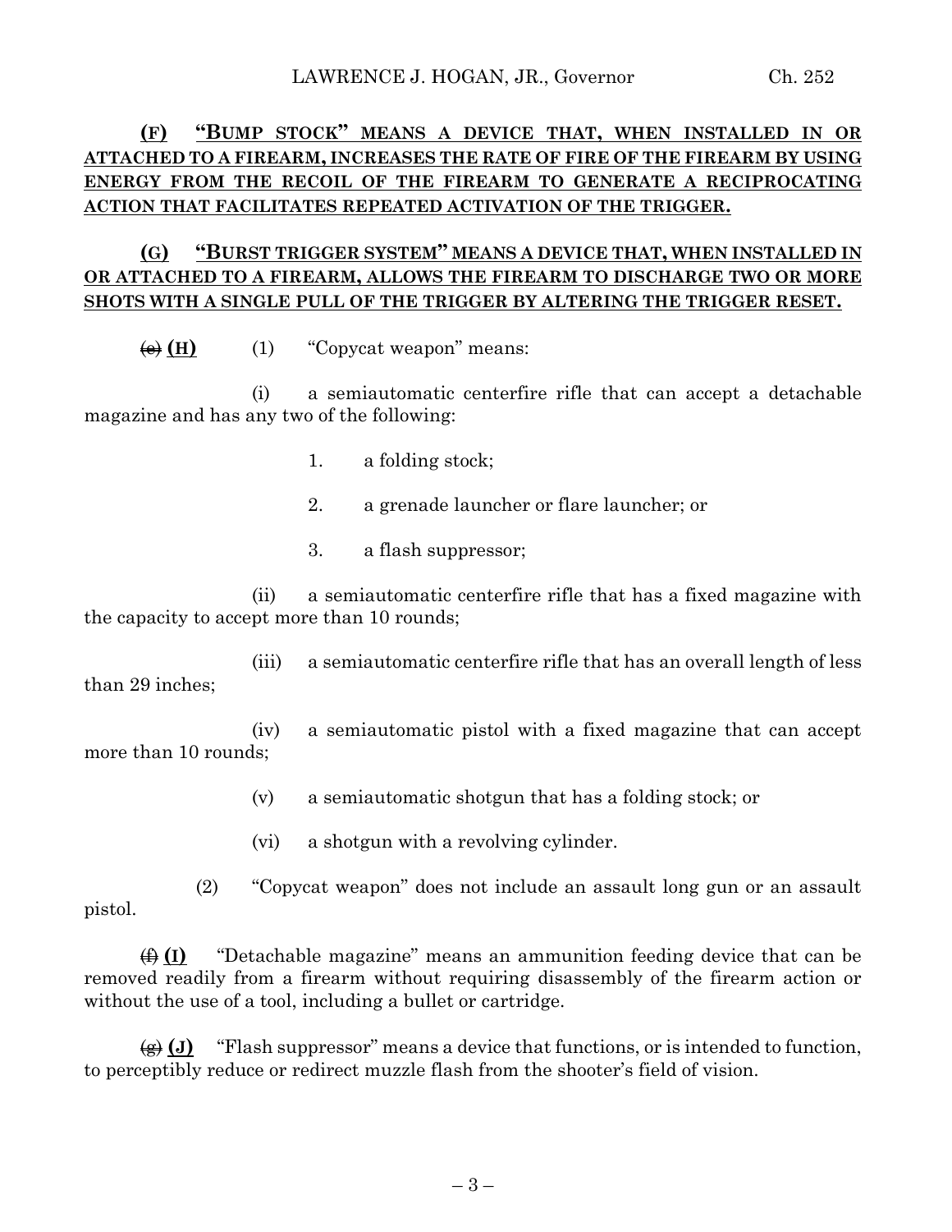**(F) "BUMP STOCK" MEANS A DEVICE THAT, WHEN INSTALLED IN OR ATTACHED TO A FIREARM, INCREASES THE RATE OF FIRE OF THE FIREARM BY USING ENERGY FROM THE RECOIL OF THE FIREARM TO GENERATE A RECIPROCATING ACTION THAT FACILITATES REPEATED ACTIVATION OF THE TRIGGER.**

**(G) "BURST TRIGGER SYSTEM" MEANS A DEVICE THAT, WHEN INSTALLED IN OR ATTACHED TO A FIREARM, ALLOWS THE FIREARM TO DISCHARGE TWO OR MORE SHOTS WITH A SINGLE PULL OF THE TRIGGER BY ALTERING THE TRIGGER RESET.**

~~(e)~~ **(H)** (1) "Copycat weapon" means:

(i) a semiautomatic centerfire rifle that can accept a detachable magazine and has any two of the following:

1. a folding stock;

2. a grenade launcher or flare launcher; or

3. a flash suppressor;

(ii) a semiautomatic centerfire rifle that has a fixed magazine with the capacity to accept more than 10 rounds;

(iii) a semiautomatic centerfire rifle that has an overall length of less than 29 inches;

(iv) a semiautomatic pistol with a fixed magazine that can accept more than 10 rounds;

(v) a semiautomatic shotgun that has a folding stock; or

(vi) a shotgun with a revolving cylinder.

(2) "Copycat weapon" does not include an assault long gun or an assault pistol.

~~(f)~~ **(I)** "Detachable magazine" means an ammunition feeding device that can be removed readily from a firearm without requiring disassembly of the firearm action or without the use of a tool, including a bullet or cartridge.

~~(g)~~ **(J)** "Flash suppressor" means a device that functions, or is intended to function, to perceptibly reduce or redirect muzzle flash from the shooter's field of vision.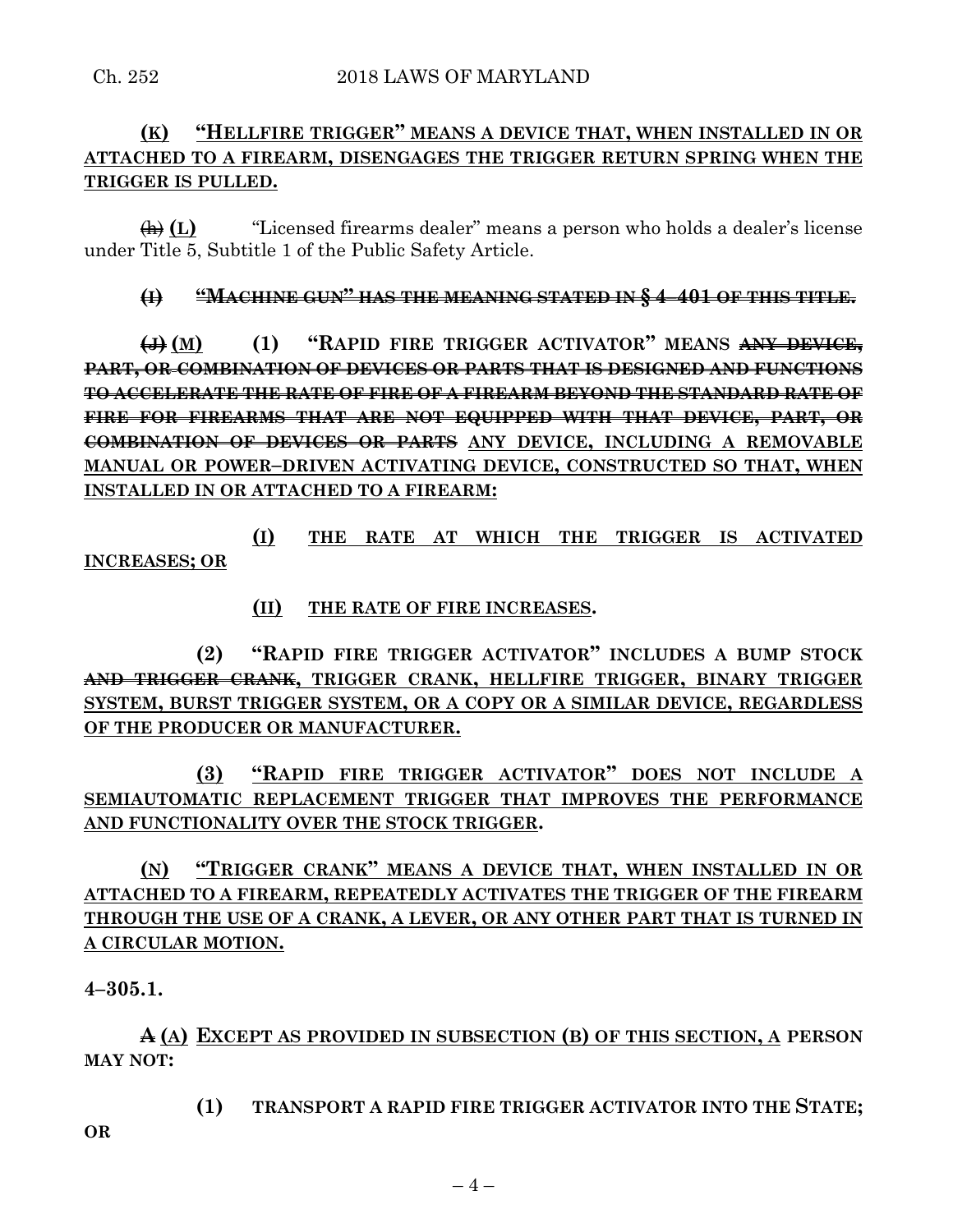**(K) "HELLFIRE TRIGGER" MEANS A DEVICE THAT, WHEN INSTALLED IN OR ATTACHED TO A FIREARM, DISENGAGES THE TRIGGER RETURN SPRING WHEN THE TRIGGER IS PULLED.**

~~(h)~~ **(L)** "Licensed firearms dealer" means a person who holds a dealer's license under Title 5, Subtitle 1 of the Public Safety Article.

~~**(I) "MACHINE GUN" HAS THE MEANING STATED IN § 4–401 OF THIS TITLE.**~~

~~**(J)**~~ **(M) (1) "RAPID FIRE TRIGGER ACTIVATOR" MEANS** ~~**ANY DEVICE, PART, OR COMBINATION OF DEVICES OR PARTS THAT IS DESIGNED AND FUNCTIONS TO ACCELERATE THE RATE OF FIRE OF A FIREARM BEYOND THE STANDARD RATE OF FIRE FOR FIREARMS THAT ARE NOT EQUIPPED WITH THAT DEVICE, PART, OR COMBINATION OF DEVICES OR PARTS**~~ **ANY DEVICE, INCLUDING A REMOVABLE MANUAL OR POWER–DRIVEN ACTIVATING DEVICE, CONSTRUCTED SO THAT, WHEN INSTALLED IN OR ATTACHED TO A FIREARM:**

**(I) THE RATE AT WHICH THE TRIGGER IS ACTIVATED INCREASES; OR**

**(II) THE RATE OF FIRE INCREASES.**

**(2) "RAPID FIRE TRIGGER ACTIVATOR" INCLUDES A BUMP STOCK** ~~**AND TRIGGER CRANK**~~**, TRIGGER CRANK, HELLFIRE TRIGGER, BINARY TRIGGER SYSTEM, BURST TRIGGER SYSTEM, OR A COPY OR A SIMILAR DEVICE, REGARDLESS OF THE PRODUCER OR MANUFACTURER.**

**(3) "RAPID FIRE TRIGGER ACTIVATOR" DOES NOT INCLUDE A SEMIAUTOMATIC REPLACEMENT TRIGGER THAT IMPROVES THE PERFORMANCE AND FUNCTIONALITY OVER THE STOCK TRIGGER.**

**(N) "TRIGGER CRANK" MEANS A DEVICE THAT, WHEN INSTALLED IN OR ATTACHED TO A FIREARM, REPEATEDLY ACTIVATES THE TRIGGER OF THE FIREARM THROUGH THE USE OF A CRANK, A LEVER, OR ANY OTHER PART THAT IS TURNED IN A CIRCULAR MOTION.**

**4–305.1.**

~~**A**~~ **(A) EXCEPT AS PROVIDED IN SUBSECTION (B) OF THIS SECTION, A PERSON MAY NOT:**

**(1) TRANSPORT A RAPID FIRE TRIGGER ACTIVATOR INTO THE STATE; OR**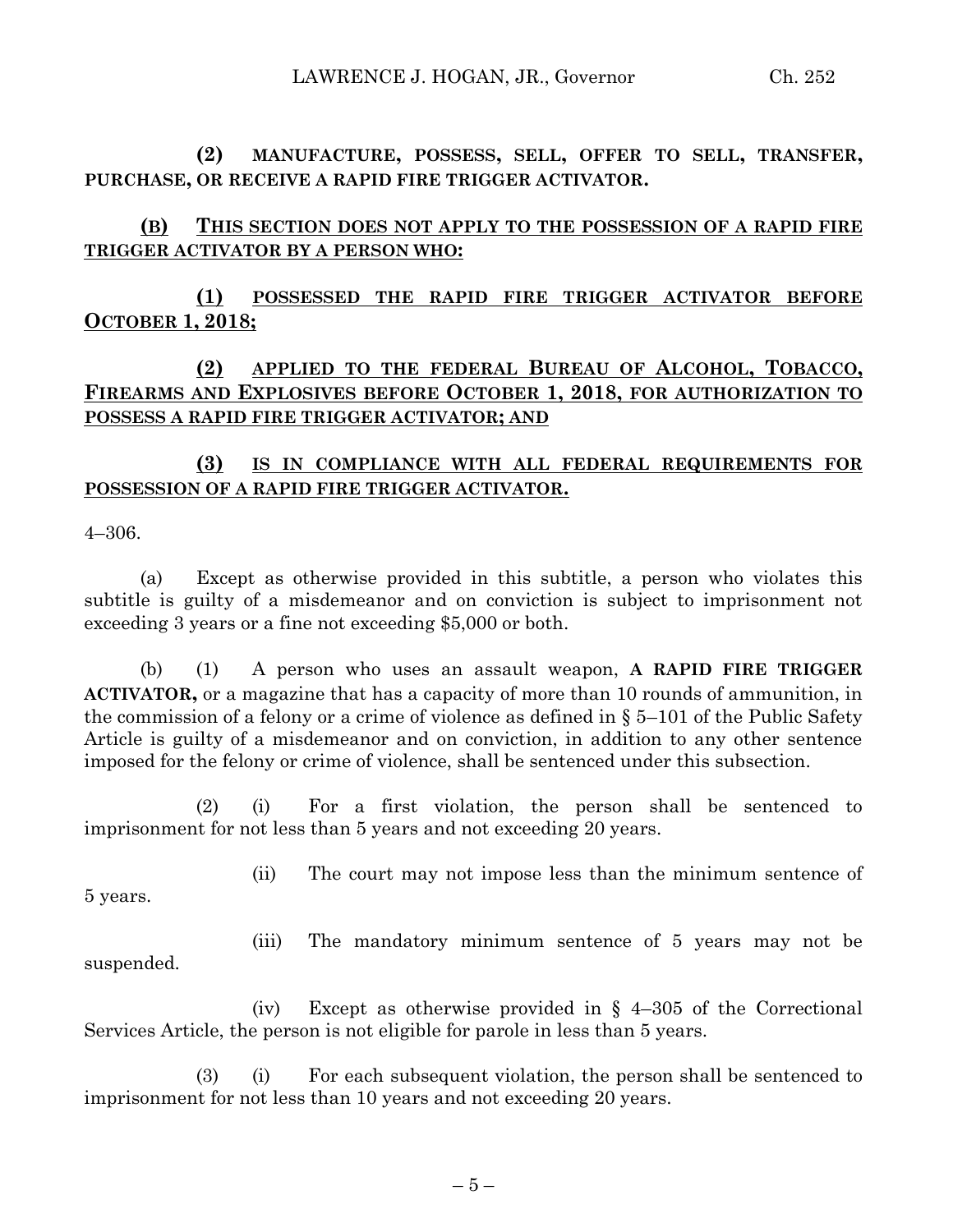**(2) MANUFACTURE, POSSESS, SELL, OFFER TO SELL, TRANSFER, PURCHASE, OR RECEIVE A RAPID FIRE TRIGGER ACTIVATOR.**

<u>**(B) THIS SECTION DOES NOT APPLY TO THE POSSESSION OF A RAPID FIRE TRIGGER ACTIVATOR BY A PERSON WHO:**</u>

<u>**(1) POSSESSED THE RAPID FIRE TRIGGER ACTIVATOR BEFORE OCTOBER 1, 2018;**</u>

<u>**(2) APPLIED TO THE FEDERAL BUREAU OF ALCOHOL, TOBACCO, FIREARMS AND EXPLOSIVES BEFORE OCTOBER 1, 2018, FOR AUTHORIZATION TO POSSESS A RAPID FIRE TRIGGER ACTIVATOR; AND**</u>

<u>**(3) IS IN COMPLIANCE WITH ALL FEDERAL REQUIREMENTS FOR POSSESSION OF A RAPID FIRE TRIGGER ACTIVATOR.**</u>

4–306.

(a) Except as otherwise provided in this subtitle, a person who violates this subtitle is guilty of a misdemeanor and on conviction is subject to imprisonment not exceeding 3 years or a fine not exceeding $5,000 or both.

(b) (1) A person who uses an assault weapon, **A RAPID FIRE TRIGGER ACTIVATOR,** or a magazine that has a capacity of more than 10 rounds of ammunition, in the commission of a felony or a crime of violence as defined in § 5–101 of the Public Safety Article is guilty of a misdemeanor and on conviction, in addition to any other sentence imposed for the felony or crime of violence, shall be sentenced under this subsection.

(2) (i) For a first violation, the person shall be sentenced to imprisonment for not less than 5 years and not exceeding 20 years.

(ii) The court may not impose less than the minimum sentence of 5 years.

(iii) The mandatory minimum sentence of 5 years may not be suspended.

(iv) Except as otherwise provided in § 4–305 of the Correctional Services Article, the person is not eligible for parole in less than 5 years.

(3) (i) For each subsequent violation, the person shall be sentenced to imprisonment for not less than 10 years and not exceeding 20 years.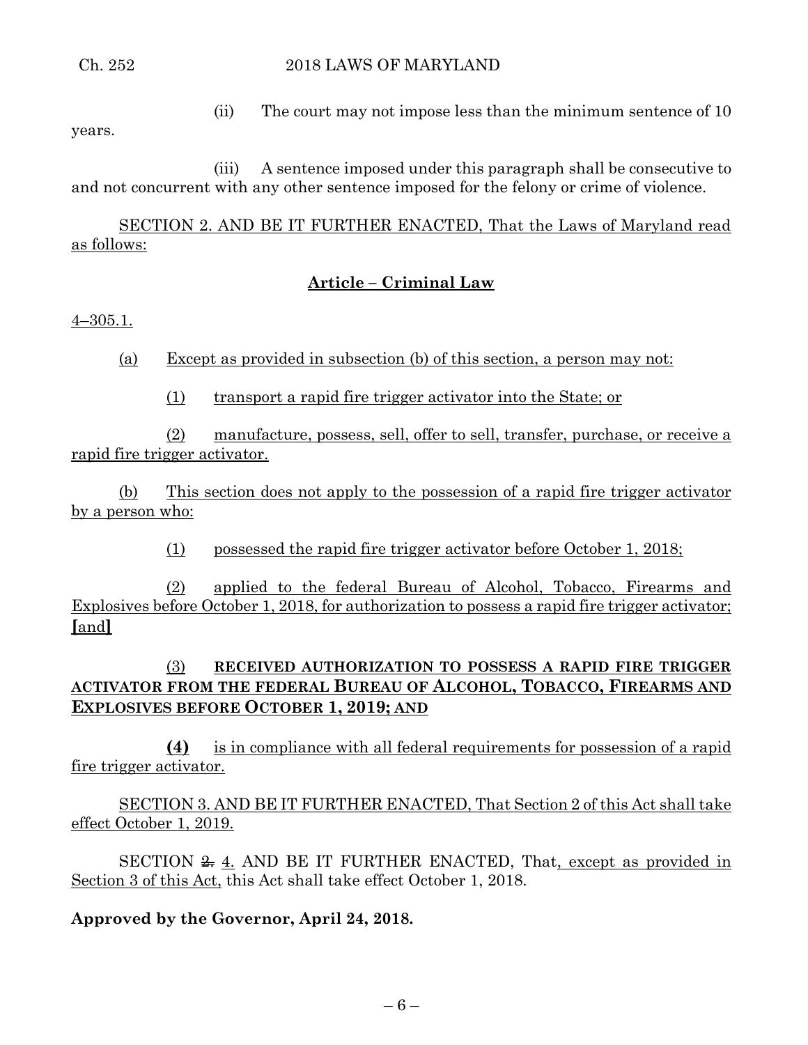(ii) The court may not impose less than the minimum sentence of 10 years.

(iii) A sentence imposed under this paragraph shall be consecutive to and not concurrent with any other sentence imposed for the felony or crime of violence.

SECTION 2. AND BE IT FURTHER ENACTED, That the Laws of Maryland read as follows:

**Article – Criminal Law**

4–305.1.

(a) Except as provided in subsection (b) of this section, a person may not:

(1) transport a rapid fire trigger activator into the State; or

(2) manufacture, possess, sell, offer to sell, transfer, purchase, or receive a rapid fire trigger activator.

(b) This section does not apply to the possession of a rapid fire trigger activator by a person who:

(1) possessed the rapid fire trigger activator before October 1, 2018;

(2) applied to the federal Bureau of Alcohol, Tobacco, Firearms and Explosives before October 1, 2018, for authorization to possess a rapid fire trigger activator; [and]

(3) **RECEIVED AUTHORIZATION TO POSSESS A RAPID FIRE TRIGGER ACTIVATOR FROM THE FEDERAL BUREAU OF ALCOHOL, TOBACCO, FIREARMS AND EXPLOSIVES BEFORE OCTOBER 1, 2019; AND**

**(4)** is in compliance with all federal requirements for possession of a rapid fire trigger activator.

SECTION 3. AND BE IT FURTHER ENACTED, That Section 2 of this Act shall take effect October 1, 2019.

SECTION ~~2.~~ 4. AND BE IT FURTHER ENACTED, That, except as provided in Section 3 of this Act, this Act shall take effect October 1, 2018.

**Approved by the Governor, April 24, 2018.**